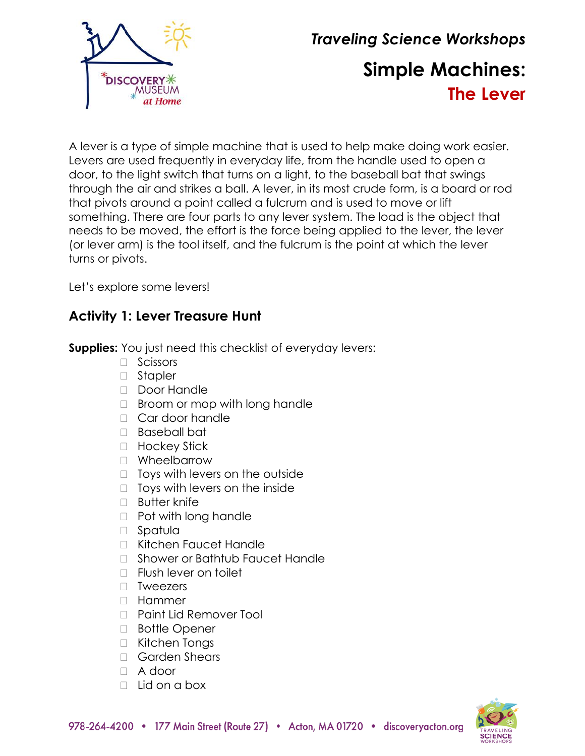*Traveling Science Workshops*

# Simple Machines: The Lever

A lever is a type of simple machine that is used to help make doing work easier. Levers are used frequently in everyday life, from the handle used to open a door, to the light switch that turns on a light, to the baseball bat that swings through the air and strikes a ball. A lever, in its most crude form, is a board or rod that pivots around a point called a fulcrum and is used to move or lift something. There are four parts to any lever system. The load is the object that needs to be moved, the effort is the force being applied to the lever, the lever (or lever arm) is the tool itself, and the fulcrum is the point at which the lever turns or pivots.

Let's explore some levers!

## Activity 1: Lever Treasure Hunt

**Supplies:** You just need this checklist of everyday levers:

- [ ] Scissors
- [ ] Stapler
- [ ] Door Handle
- [ ] Broom or mop with long handle
- [ ] Car door handle
- [ ] Baseball bat
- [ ] Hockey Stick
- [ ] Wheelbarrow
- [ ] Toys with levers on the outside
- [ ] Toys with levers on the inside
- [ ] Butter knife
- [ ] Pot with long handle
- [ ] Spatula
- [ ] Kitchen Faucet Handle
- [ ] Shower or Bathtub Faucet Handle
- [ ] Flush lever on toilet
- [ ] Tweezers
- [ ] Hammer
- [ ] Paint Lid Remover Tool
- [ ] Bottle Opener
- [ ] Kitchen Tongs
- [ ] Garden Shears
- [ ] A door
- [ ] Lid on a box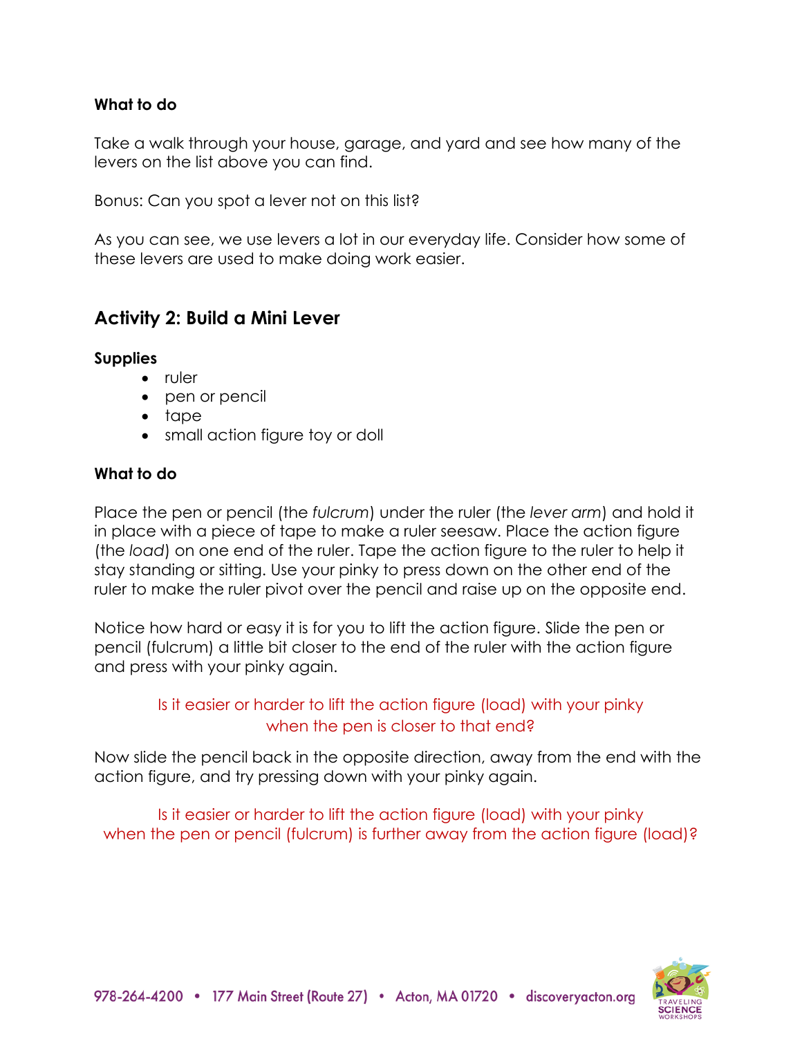**What to do**

Take a walk through your house, garage, and yard and see how many of the levers on the list above you can find.

Bonus: Can you spot a lever not on this list?

As you can see, we use levers a lot in our everyday life. Consider how some of these levers are used to make doing work easier.

## Activity 2: Build a Mini Lever

**Supplies**

- ruler
- pen or pencil
- tape
- small action figure toy or doll

**What to do**

Place the pen or pencil (the *fulcrum*) under the ruler (the *lever arm*) and hold it in place with a piece of tape to make a ruler seesaw. Place the action figure (the *load*) on one end of the ruler. Tape the action figure to the ruler to help it stay standing or sitting. Use your pinky to press down on the other end of the ruler to make the ruler pivot over the pencil and raise up on the opposite end.

Notice how hard or easy it is for you to lift the action figure. Slide the pen or pencil (fulcrum) a little bit closer to the end of the ruler with the action figure and press with your pinky again.

Is it easier or harder to lift the action figure (load) with your pinky when the pen is closer to that end?

Now slide the pencil back in the opposite direction, away from the end with the action figure, and try pressing down with your pinky again.

Is it easier or harder to lift the action figure (load) with your pinky when the pen or pencil (fulcrum) is further away from the action figure (load)?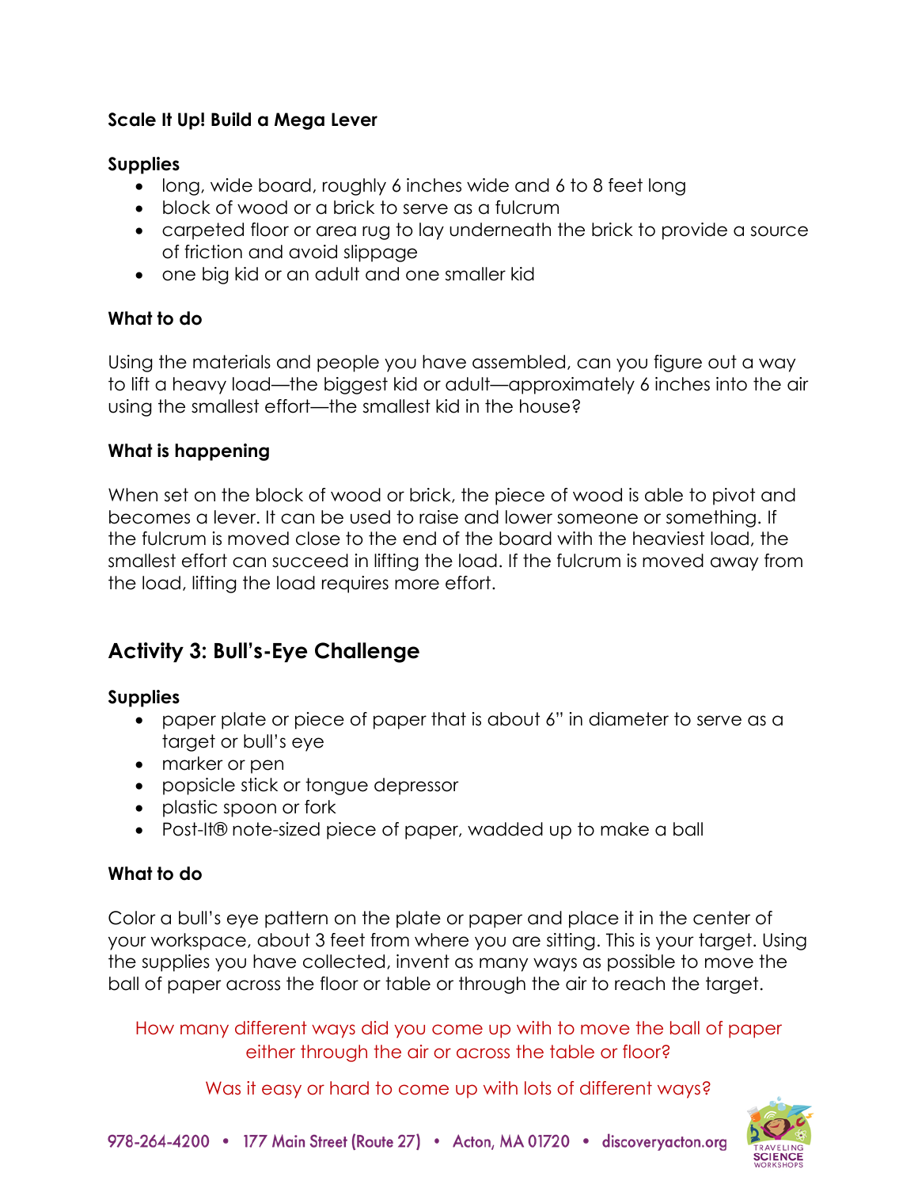### Scale It Up! Build a Mega Lever

**Supplies**

- long, wide board, roughly 6 inches wide and 6 to 8 feet long
- block of wood or a brick to serve as a fulcrum
- carpeted floor or area rug to lay underneath the brick to provide a source of friction and avoid slippage
- one big kid or an adult and one smaller kid

**What to do**

Using the materials and people you have assembled, can you figure out a way to lift a heavy load—the biggest kid or adult—approximately 6 inches into the air using the smallest effort—the smallest kid in the house?

**What is happening**

When set on the block of wood or brick, the piece of wood is able to pivot and becomes a lever. It can be used to raise and lower someone or something. If the fulcrum is moved close to the end of the board with the heaviest load, the smallest effort can succeed in lifting the load. If the fulcrum is moved away from the load, lifting the load requires more effort.

## Activity 3: Bull's-Eye Challenge

**Supplies**

- paper plate or piece of paper that is about 6" in diameter to serve as a target or bull's eye
- marker or pen
- popsicle stick or tongue depressor
- plastic spoon or fork
- Post-It® note-sized piece of paper, wadded up to make a ball

**What to do**

Color a bull's eye pattern on the plate or paper and place it in the center of your workspace, about 3 feet from where you are sitting. This is your target. Using the supplies you have collected, invent as many ways as possible to move the ball of paper across the floor or table or through the air to reach the target.

How many different ways did you come up with to move the ball of paper either through the air or across the table or floor?

Was it easy or hard to come up with lots of different ways?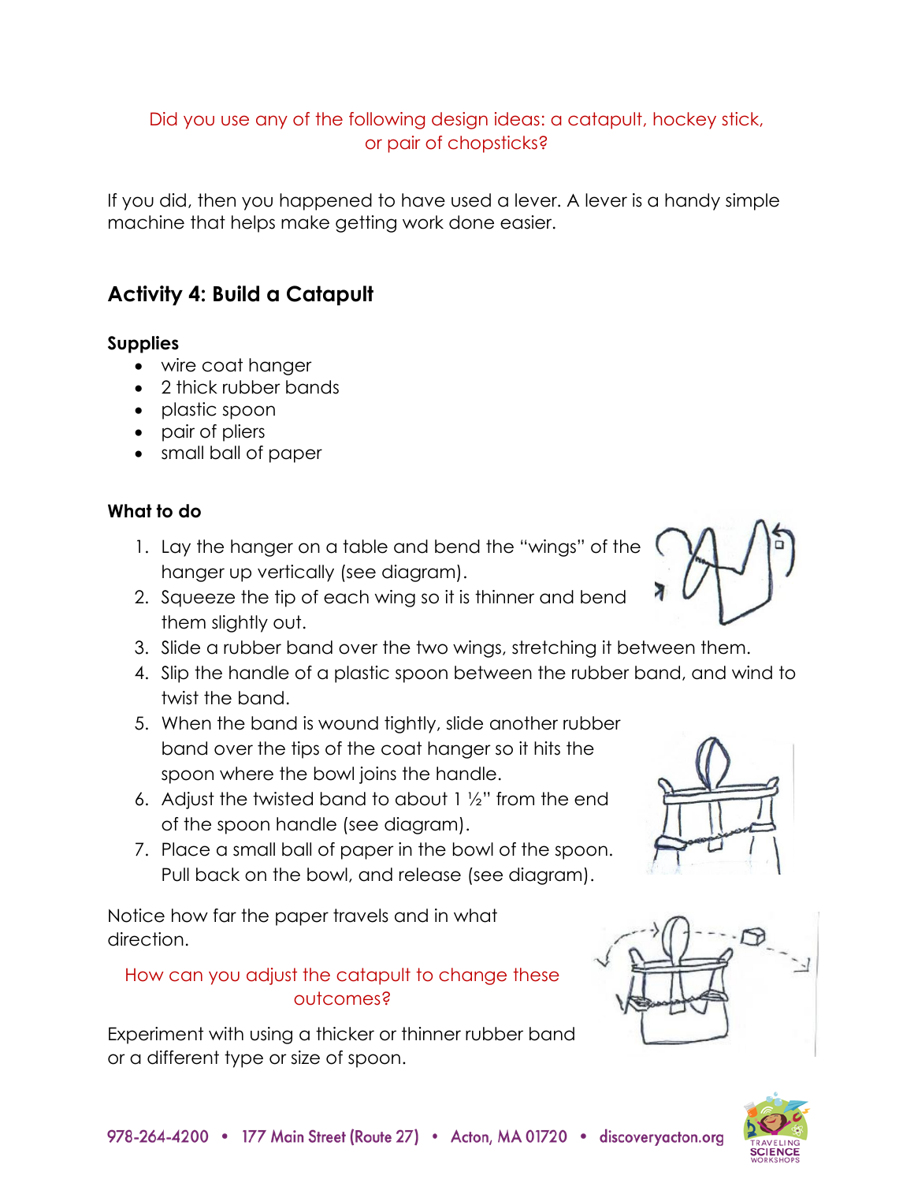Did you use any of the following design ideas: a catapult, hockey stick, or pair of chopsticks?

If you did, then you happened to have used a lever. A lever is a handy simple machine that helps make getting work done easier.

## Activity 4: Build a Catapult

### Supplies

- wire coat hanger
- 2 thick rubber bands
- plastic spoon
- pair of pliers
- small ball of paper

### What to do

1. Lay the hanger on a table and bend the "wings" of the hanger up vertically (see diagram).
2. Squeeze the tip of each wing so it is thinner and bend them slightly out.
3. Slide a rubber band over the two wings, stretching it between them.
4. Slip the handle of a plastic spoon between the rubber band, and wind to twist the band.
5. When the band is wound tightly, slide another rubber band over the tips of the coat hanger so it hits the spoon where the bowl joins the handle.
6. Adjust the twisted band to about 1 ½" from the end of the spoon handle (see diagram).
7. Place a small ball of paper in the bowl of the spoon. Pull back on the bowl, and release (see diagram).

Notice how far the paper travels and in what direction.

How can you adjust the catapult to change these outcomes?

Experiment with using a thicker or thinner rubber band or a different type or size of spoon.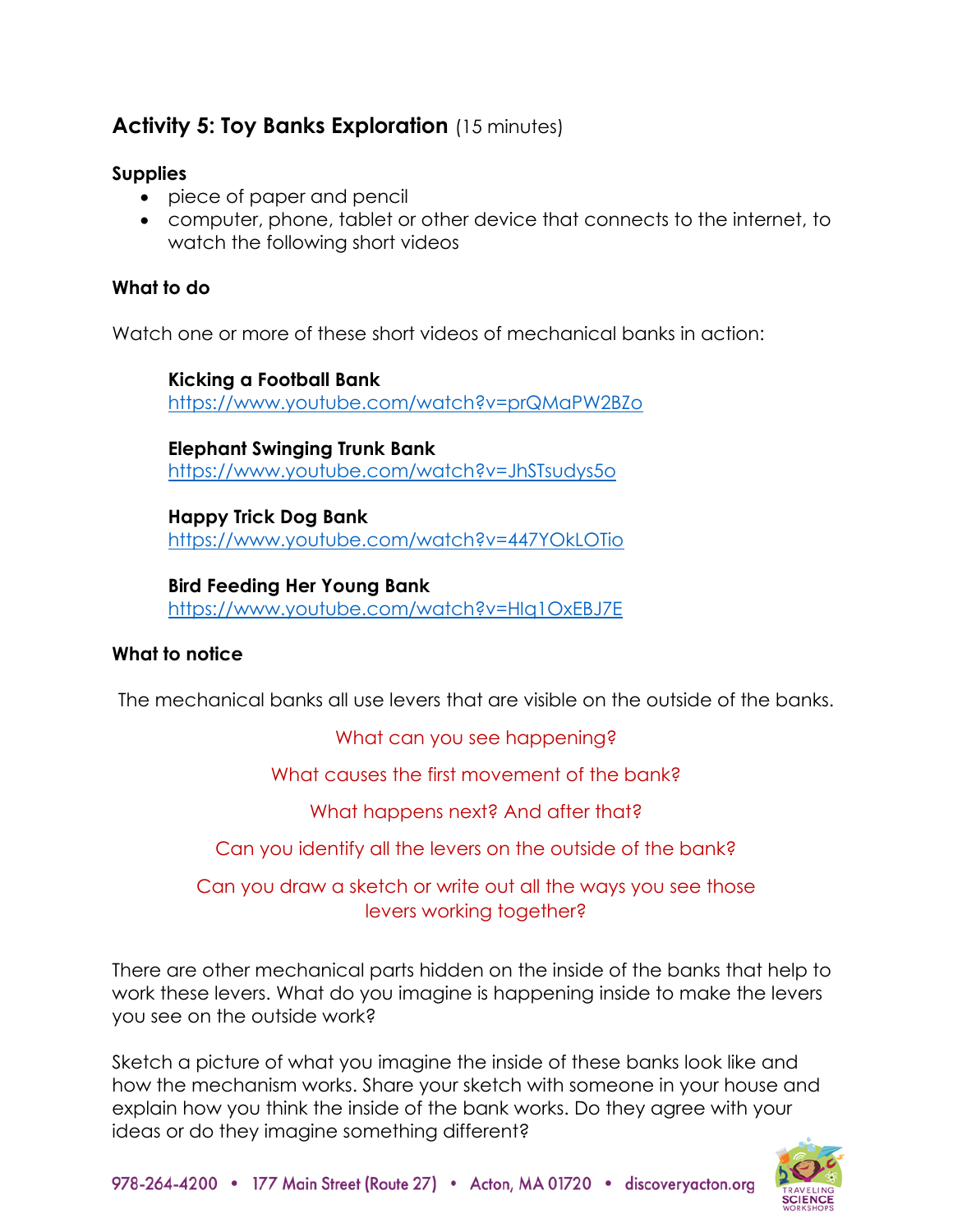## Activity 5: Toy Banks Exploration (15 minutes)

### Supplies

- piece of paper and pencil
- computer, phone, tablet or other device that connects to the internet, to watch the following short videos

### What to do

Watch one or more of these short videos of mechanical banks in action:

**Kicking a Football Bank**
https://www.youtube.com/watch?v=prQMaPW2BZo

**Elephant Swinging Trunk Bank**
https://www.youtube.com/watch?v=JhSTsudys5o

**Happy Trick Dog Bank**
https://www.youtube.com/watch?v=447YOkLOTio

**Bird Feeding Her Young Bank**
https://www.youtube.com/watch?v=Hlq1OxEBJ7E

### What to notice

The mechanical banks all use levers that are visible on the outside of the banks.

What can you see happening?

What causes the first movement of the bank?

What happens next? And after that?

Can you identify all the levers on the outside of the bank?

Can you draw a sketch or write out all the ways you see those levers working together?

There are other mechanical parts hidden on the inside of the banks that help to work these levers. What do you imagine is happening inside to make the levers you see on the outside work?

Sketch a picture of what you imagine the inside of these banks look like and how the mechanism works. Share your sketch with someone in your house and explain how you think the inside of the bank works. Do they agree with your ideas or do they imagine something different?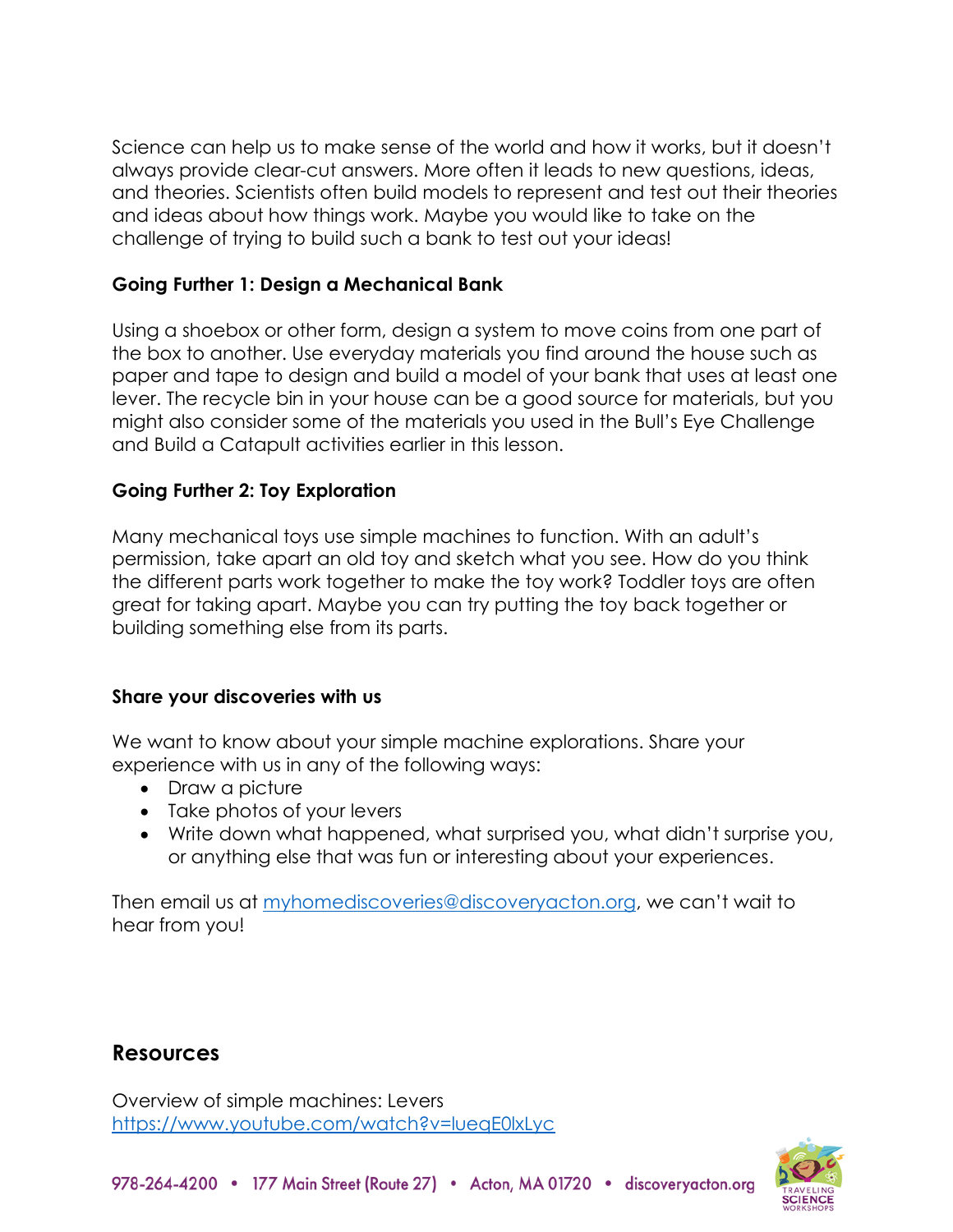Science can help us to make sense of the world and how it works, but it doesn't always provide clear-cut answers. More often it leads to new questions, ideas, and theories. Scientists often build models to represent and test out their theories and ideas about how things work. Maybe you would like to take on the challenge of trying to build such a bank to test out your ideas!

**Going Further 1: Design a Mechanical Bank**

Using a shoebox or other form, design a system to move coins from one part of the box to another. Use everyday materials you find around the house such as paper and tape to design and build a model of your bank that uses at least one lever. The recycle bin in your house can be a good source for materials, but you might also consider some of the materials you used in the Bull's Eye Challenge and Build a Catapult activities earlier in this lesson.

**Going Further 2: Toy Exploration**

Many mechanical toys use simple machines to function. With an adult's permission, take apart an old toy and sketch what you see. How do you think the different parts work together to make the toy work? Toddler toys are often great for taking apart. Maybe you can try putting the toy back together or building something else from its parts.

**Share your discoveries with us**

We want to know about your simple machine explorations. Share your experience with us in any of the following ways:

- Draw a picture
- Take photos of your levers
- Write down what happened, what surprised you, what didn't surprise you, or anything else that was fun or interesting about your experiences.

Then email us at myhomediscoveries@discoveryacton.org, we can't wait to hear from you!

## Resources

Overview of simple machines: Levers
https://www.youtube.com/watch?v=lueqE0lxLyc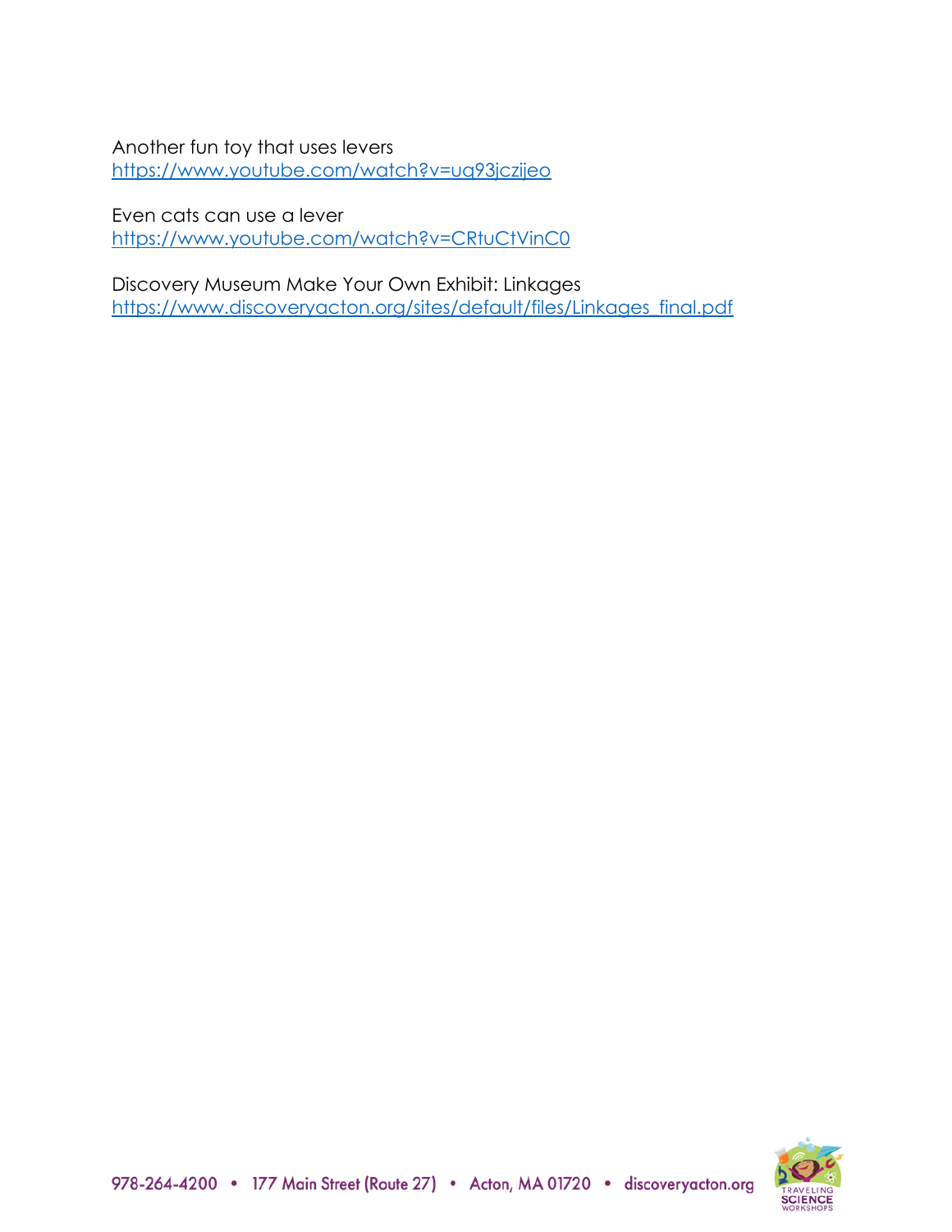Another fun toy that uses levers
https://www.youtube.com/watch?v=uq93jczijeo

Even cats can use a lever
https://www.youtube.com/watch?v=CRtuCtVinC0

Discovery Museum Make Your Own Exhibit: Linkages
https://www.discoveryacton.org/sites/default/files/Linkages_final.pdf